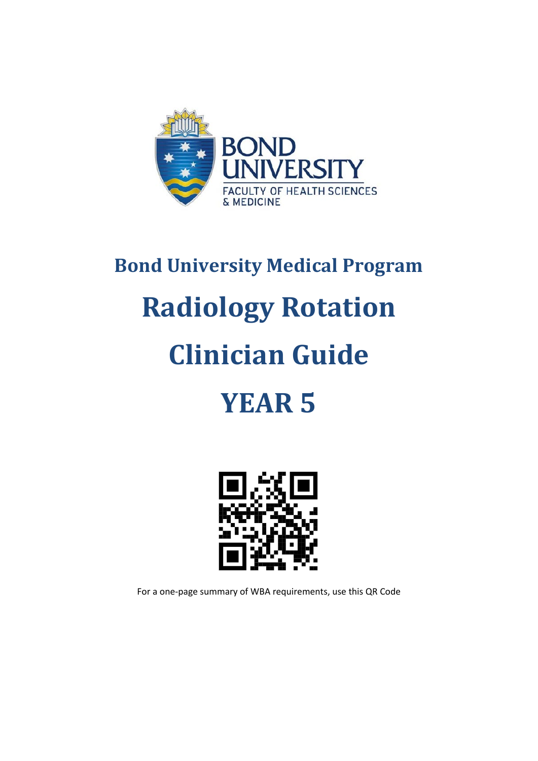BOND UNIVERSITY
FACULTY OF HEALTH SCIENCES & MEDICINE

## Bond University Medical Program

# Radiology Rotation

# Clinician Guide

# YEAR 5

For a one-page summary of WBA requirements, use this QR Code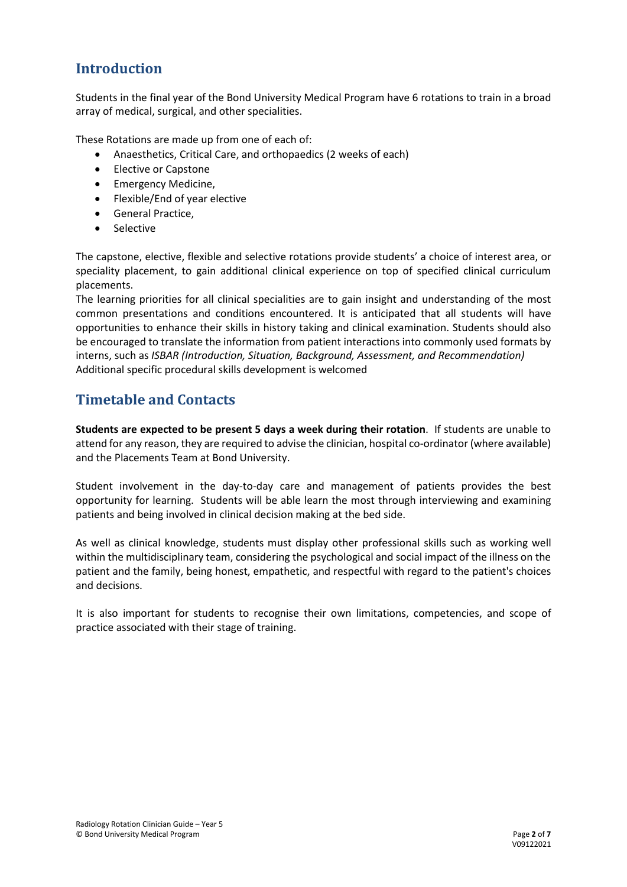## Introduction

Students in the final year of the Bond University Medical Program have 6 rotations to train in a broad array of medical, surgical, and other specialities.

These Rotations are made up from one of each of:

- Anaesthetics, Critical Care, and orthopaedics (2 weeks of each)
- Elective or Capstone
- Emergency Medicine,
- Flexible/End of year elective
- General Practice,
- Selective

The capstone, elective, flexible and selective rotations provide students' a choice of interest area, or speciality placement, to gain additional clinical experience on top of specified clinical curriculum placements.
The learning priorities for all clinical specialities are to gain insight and understanding of the most common presentations and conditions encountered. It is anticipated that all students will have opportunities to enhance their skills in history taking and clinical examination. Students should also be encouraged to translate the information from patient interactions into commonly used formats by interns, such as *ISBAR (Introduction, Situation, Background, Assessment, and Recommendation)*
Additional specific procedural skills development is welcomed

## Timetable and Contacts

**Students are expected to be present 5 days a week during their rotation**. If students are unable to attend for any reason, they are required to advise the clinician, hospital co-ordinator (where available) and the Placements Team at Bond University.

Student involvement in the day-to-day care and management of patients provides the best opportunity for learning. Students will be able learn the most through interviewing and examining patients and being involved in clinical decision making at the bed side.

As well as clinical knowledge, students must display other professional skills such as working well within the multidisciplinary team, considering the psychological and social impact of the illness on the patient and the family, being honest, empathetic, and respectful with regard to the patient's choices and decisions.

It is also important for students to recognise their own limitations, competencies, and scope of practice associated with their stage of training.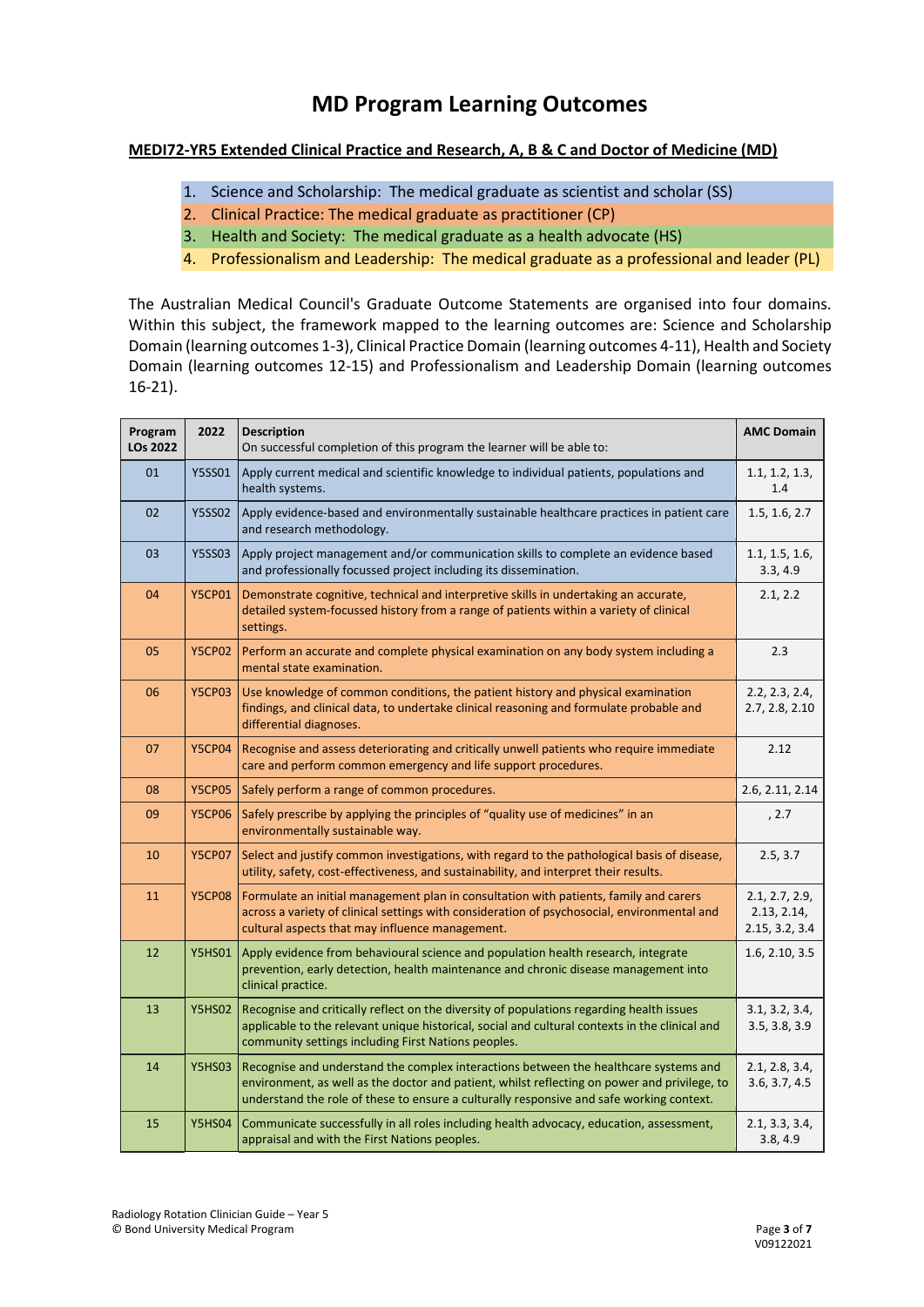# MD Program Learning Outcomes

**MEDI72-YR5 Extended Clinical Practice and Research, A, B & C and Doctor of Medicine (MD)**

1. Science and Scholarship: The medical graduate as scientist and scholar (SS)
2. Clinical Practice: The medical graduate as practitioner (CP)
3. Health and Society: The medical graduate as a health advocate (HS)
4. Professionalism and Leadership: The medical graduate as a professional and leader (PL)

The Australian Medical Council's Graduate Outcome Statements are organised into four domains. Within this subject, the framework mapped to the learning outcomes are: Science and Scholarship Domain (learning outcomes 1-3), Clinical Practice Domain (learning outcomes 4-11), Health and Society Domain (learning outcomes 12-15) and Professionalism and Leadership Domain (learning outcomes 16-21).

| Program LOs 2022 | 2022 | Description<br>On successful completion of this program the learner will be able to: | AMC Domain |
|---|---|---|---|
| 01 | Y5SS01 | Apply current medical and scientific knowledge to individual patients, populations and health systems. | 1.1, 1.2, 1.3, 1.4 |
| 02 | Y5SS02 | Apply evidence-based and environmentally sustainable healthcare practices in patient care and research methodology. | 1.5, 1.6, 2.7 |
| 03 | Y5SS03 | Apply project management and/or communication skills to complete an evidence based and professionally focussed project including its dissemination. | 1.1, 1.5, 1.6, 3.3, 4.9 |
| 04 | Y5CP01 | Demonstrate cognitive, technical and interpretive skills in undertaking an accurate, detailed system-focussed history from a range of patients within a variety of clinical settings. | 2.1, 2.2 |
| 05 | Y5CP02 | Perform an accurate and complete physical examination on any body system including a mental state examination. | 2.3 |
| 06 | Y5CP03 | Use knowledge of common conditions, the patient history and physical examination findings, and clinical data, to undertake clinical reasoning and formulate probable and differential diagnoses. | 2.2, 2.3, 2.4, 2.7, 2.8, 2.10 |
| 07 | Y5CP04 | Recognise and assess deteriorating and critically unwell patients who require immediate care and perform common emergency and life support procedures. | 2.12 |
| 08 | Y5CP05 | Safely perform a range of common procedures. | 2.6, 2.11, 2.14 |
| 09 | Y5CP06 | Safely prescribe by applying the principles of "quality use of medicines" in an environmentally sustainable way. | , 2.7 |
| 10 | Y5CP07 | Select and justify common investigations, with regard to the pathological basis of disease, utility, safety, cost-effectiveness, and sustainability, and interpret their results. | 2.5, 3.7 |
| 11 | Y5CP08 | Formulate an initial management plan in consultation with patients, family and carers across a variety of clinical settings with consideration of psychosocial, environmental and cultural aspects that may influence management. | 2.1, 2.7, 2.9, 2.13, 2.14, 2.15, 3.2, 3.4 |
| 12 | Y5HS01 | Apply evidence from behavioural science and population health research, integrate prevention, early detection, health maintenance and chronic disease management into clinical practice. | 1.6, 2.10, 3.5 |
| 13 | Y5HS02 | Recognise and critically reflect on the diversity of populations regarding health issues applicable to the relevant unique historical, social and cultural contexts in the clinical and community settings including First Nations peoples. | 3.1, 3.2, 3.4, 3.5, 3.8, 3.9 |
| 14 | Y5HS03 | Recognise and understand the complex interactions between the healthcare systems and environment, as well as the doctor and patient, whilst reflecting on power and privilege, to understand the role of these to ensure a culturally responsive and safe working context. | 2.1, 2.8, 3.4, 3.6, 3.7, 4.5 |
| 15 | Y5HS04 | Communicate successfully in all roles including health advocacy, education, assessment, appraisal and with the First Nations peoples. | 2.1, 3.3, 3.4, 3.8, 4.9 |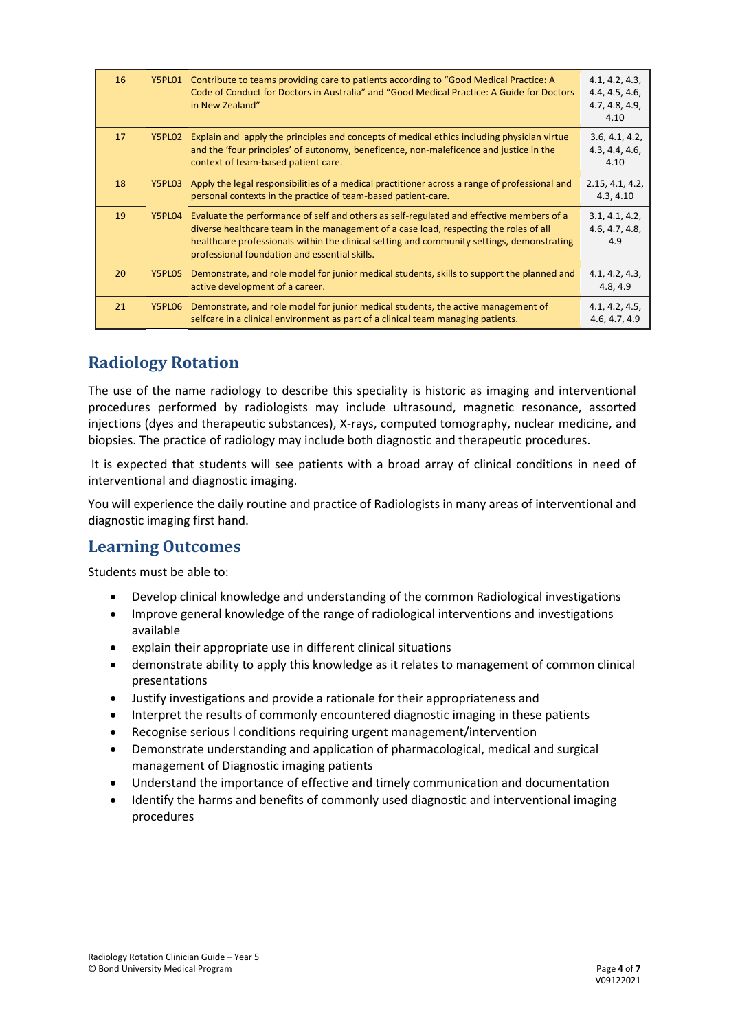| 16 | Y5PL01 | Contribute to teams providing care to patients according to "Good Medical Practice: A Code of Conduct for Doctors in Australia" and "Good Medical Practice: A Guide for Doctors in New Zealand" | 4.1, 4.2, 4.3, 4.4, 4.5, 4.6, 4.7, 4.8, 4.9, 4.10 |
|---|---|---|---|
| 17 | Y5PL02 | Explain and apply the principles and concepts of medical ethics including physician virtue and the 'four principles' of autonomy, beneficence, non-maleficence and justice in the context of team-based patient care. | 3.6, 4.1, 4.2, 4.3, 4.4, 4.6, 4.10 |
| 18 | Y5PL03 | Apply the legal responsibilities of a medical practitioner across a range of professional and personal contexts in the practice of team-based patient-care. | 2.15, 4.1, 4.2, 4.3, 4.10 |
| 19 | Y5PL04 | Evaluate the performance of self and others as self-regulated and effective members of a diverse healthcare team in the management of a case load, respecting the roles of all healthcare professionals within the clinical setting and community settings, demonstrating professional foundation and essential skills. | 3.1, 4.1, 4.2, 4.6, 4.7, 4.8, 4.9 |
| 20 | Y5PL05 | Demonstrate, and role model for junior medical students, skills to support the planned and active development of a career. | 4.1, 4.2, 4.3, 4.8, 4.9 |
| 21 | Y5PL06 | Demonstrate, and role model for junior medical students, the active management of selfcare in a clinical environment as part of a clinical team managing patients. | 4.1, 4.2, 4.5, 4.6, 4.7, 4.9 |

## Radiology Rotation

The use of the name radiology to describe this speciality is historic as imaging and interventional procedures performed by radiologists may include ultrasound, magnetic resonance, assorted injections (dyes and therapeutic substances), X-rays, computed tomography, nuclear medicine, and biopsies. The practice of radiology may include both diagnostic and therapeutic procedures.

It is expected that students will see patients with a broad array of clinical conditions in need of interventional and diagnostic imaging.

You will experience the daily routine and practice of Radiologists in many areas of interventional and diagnostic imaging first hand.

## Learning Outcomes

Students must be able to:

- Develop clinical knowledge and understanding of the common Radiological investigations
- Improve general knowledge of the range of radiological interventions and investigations available
- explain their appropriate use in different clinical situations
- demonstrate ability to apply this knowledge as it relates to management of common clinical presentations
- Justify investigations and provide a rationale for their appropriateness and
- Interpret the results of commonly encountered diagnostic imaging in these patients
- Recognise serious l conditions requiring urgent management/intervention
- Demonstrate understanding and application of pharmacological, medical and surgical management of Diagnostic imaging patients
- Understand the importance of effective and timely communication and documentation
- Identify the harms and benefits of commonly used diagnostic and interventional imaging procedures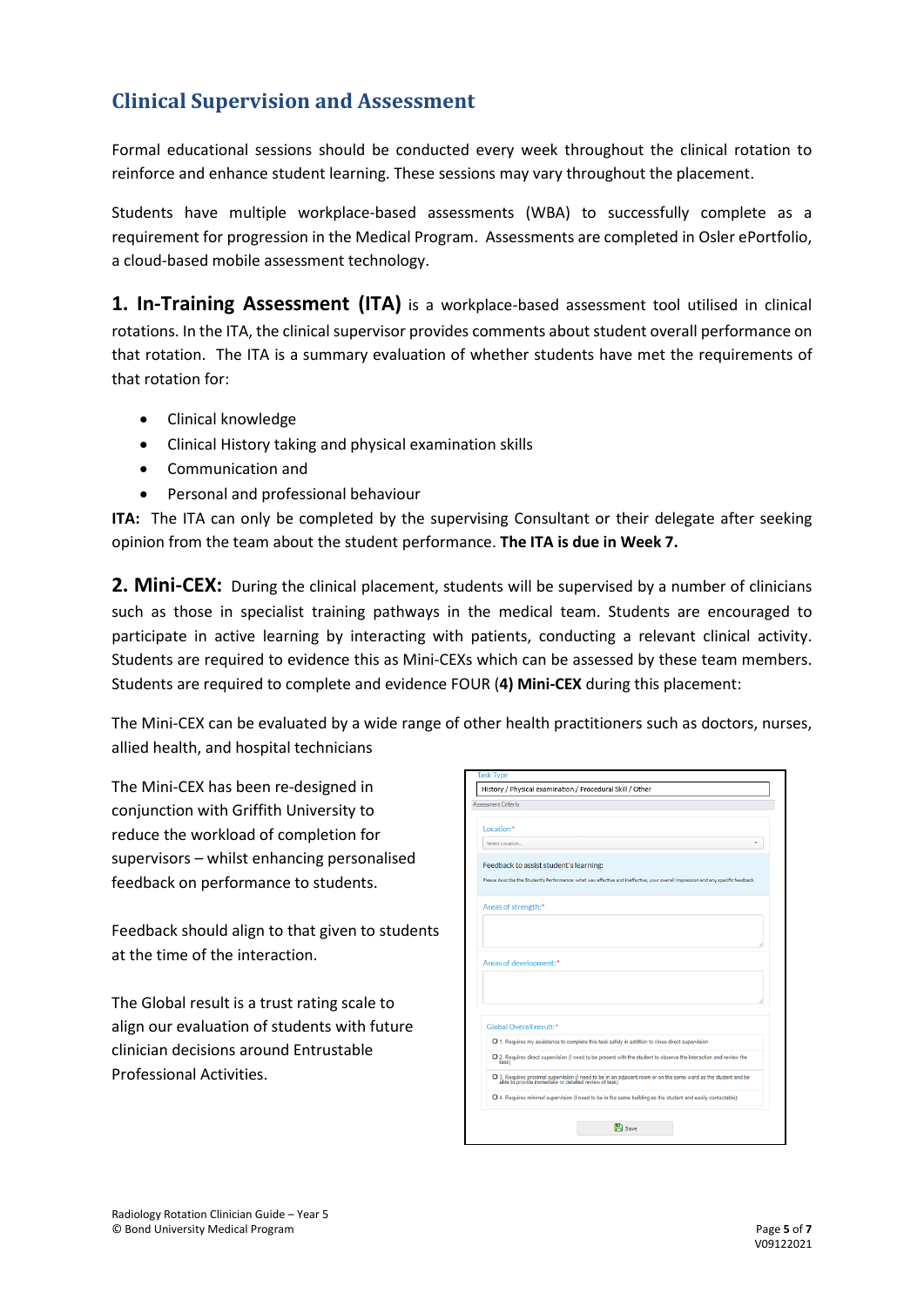## Clinical Supervision and Assessment

Formal educational sessions should be conducted every week throughout the clinical rotation to reinforce and enhance student learning. These sessions may vary throughout the placement.

Students have multiple workplace-based assessments (WBA) to successfully complete as a requirement for progression in the Medical Program. Assessments are completed in Osler ePortfolio, a cloud-based mobile assessment technology.

**1. In-Training Assessment (ITA)** is a workplace-based assessment tool utilised in clinical rotations. In the ITA, the clinical supervisor provides comments about student overall performance on that rotation. The ITA is a summary evaluation of whether students have met the requirements of that rotation for:

- Clinical knowledge
- Clinical History taking and physical examination skills
- Communication and
- Personal and professional behaviour

**ITA:** The ITA can only be completed by the supervising Consultant or their delegate after seeking opinion from the team about the student performance. **The ITA is due in Week 7.**

**2. Mini-CEX:** During the clinical placement, students will be supervised by a number of clinicians such as those in specialist training pathways in the medical team. Students are encouraged to participate in active learning by interacting with patients, conducting a relevant clinical activity. Students are required to evidence this as Mini-CEXs which can be assessed by these team members. Students are required to complete and evidence FOUR (**4) Mini-CEX** during this placement:

The Mini-CEX can be evaluated by a wide range of other health practitioners such as doctors, nurses, allied health, and hospital technicians

The Mini-CEX has been re-designed in conjunction with Griffith University to reduce the workload of completion for supervisors – whilst enhancing personalised feedback on performance to students.

Feedback should align to that given to students at the time of the interaction.

The Global result is a trust rating scale to align our evaluation of students with future clinician decisions around Entrustable Professional Activities.

Task Type

History / Physical examination / Procedural Skill / Other

Assessment Criteria

Location*

Select Location...

Feedback to assist student's learning:

Please describe the Student's Performance: what was effective and ineffective, your overall impression and any specific feedback.

Areas of strength:*

Areas of development:*

Global Overall result:*

- 1. Requires my assistance to complete this task safely in addition to close direct supervision
- 2. Requires direct supervision (I need to be present with the student to observe the interaction and review the task)
- 3. Requires proximal supervision (I need to be in an adjacent room or on the same ward as the student and be able to provide immediate or detailed review of task)
- 4. Requires minimal supervision (I need to be in the same building as the student and easily contactable)

Save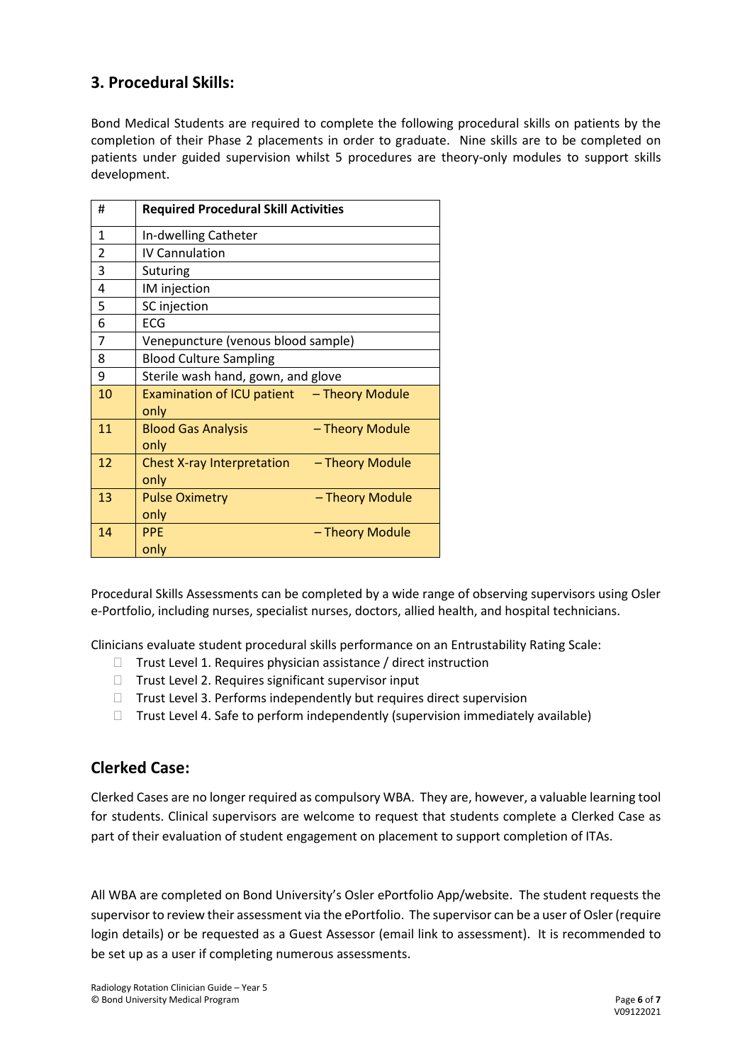## 3. Procedural Skills:

Bond Medical Students are required to complete the following procedural skills on patients by the completion of their Phase 2 placements in order to graduate. Nine skills are to be completed on patients under guided supervision whilst 5 procedures are theory-only modules to support skills development.

| # | Required Procedural Skill Activities |
|---|---|
| 1 | In-dwelling Catheter |
| 2 | IV Cannulation |
| 3 | Suturing |
| 4 | IM injection |
| 5 | SC injection |
| 6 | ECG |
| 7 | Venepuncture (venous blood sample) |
| 8 | Blood Culture Sampling |
| 9 | Sterile wash hand, gown, and glove |
| 10 | Examination of ICU patient – Theory Module only |
| 11 | Blood Gas Analysis – Theory Module only |
| 12 | Chest X-ray Interpretation – Theory Module only |
| 13 | Pulse Oximetry – Theory Module only |
| 14 | PPE – Theory Module only |

Procedural Skills Assessments can be completed by a wide range of observing supervisors using Osler e-Portfolio, including nurses, specialist nurses, doctors, allied health, and hospital technicians.

Clinicians evaluate student procedural skills performance on an Entrustability Rating Scale:

- Trust Level 1. Requires physician assistance / direct instruction
- Trust Level 2. Requires significant supervisor input
- Trust Level 3. Performs independently but requires direct supervision
- Trust Level 4. Safe to perform independently (supervision immediately available)

## Clerked Case:

Clerked Cases are no longer required as compulsory WBA. They are, however, a valuable learning tool for students. Clinical supervisors are welcome to request that students complete a Clerked Case as part of their evaluation of student engagement on placement to support completion of ITAs.

All WBA are completed on Bond University's Osler ePortfolio App/website. The student requests the supervisor to review their assessment via the ePortfolio. The supervisor can be a user of Osler (require login details) or be requested as a Guest Assessor (email link to assessment). It is recommended to be set up as a user if completing numerous assessments.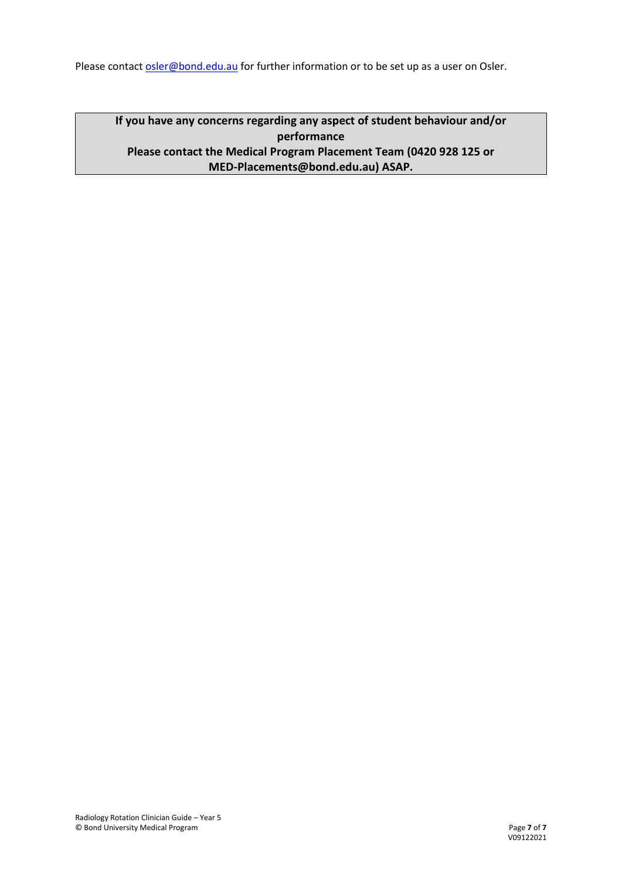Please contact osler@bond.edu.au for further information or to be set up as a user on Osler.

**If you have any concerns regarding any aspect of student behaviour and/or performance**
**Please contact the Medical Program Placement Team (0420 928 125 or MED-Placements@bond.edu.au) ASAP.**